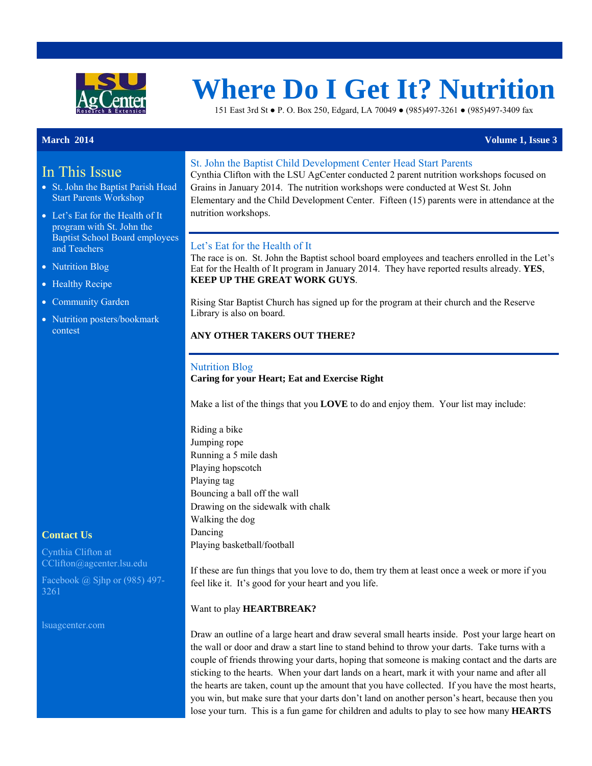# Where Do I Get It? Nutrition

151 East 3rd St ● P. O. Box 250, Edgard, LA 70049 ● (985)497-3261 ● (985)497-3409 fax

**March 2014** **Volume 1, Issue 3**

## In This Issue

- St. John the Baptist Parish Head Start Parents Workshop
- Let's Eat for the Health of It program with St. John the Baptist School Board employees and Teachers
- Nutrition Blog
- Healthy Recipe
- Community Garden
- Nutrition posters/bookmark contest

**Contact Us**

Cynthia Clifton at CClifton@agcenter.lsu.edu

Facebook @ Sjhp or (985) 497-3261

lsuagcenter.com

## St. John the Baptist Child Development Center Head Start Parents

Cynthia Clifton with the LSU AgCenter conducted 2 parent nutrition workshops focused on Grains in January 2014. The nutrition workshops were conducted at West St. John Elementary and the Child Development Center. Fifteen (15) parents were in attendance at the nutrition workshops.

## Let's Eat for the Health of It

The race is on. St. John the Baptist school board employees and teachers enrolled in the Let's Eat for the Health of It program in January 2014. They have reported results already. **YES**, **KEEP UP THE GREAT WORK GUYS**.

Rising Star Baptist Church has signed up for the program at their church and the Reserve Library is also on board.

**ANY OTHER TAKERS OUT THERE?**

## Nutrition Blog

**Caring for your Heart; Eat and Exercise Right**

Make a list of the things that you **LOVE** to do and enjoy them. Your list may include:

Riding a bike
Jumping rope
Running a 5 mile dash
Playing hopscotch
Playing tag
Bouncing a ball off the wall
Drawing on the sidewalk with chalk
Walking the dog
Dancing
Playing basketball/football

If these are fun things that you love to do, them try them at least once a week or more if you feel like it. It's good for your heart and you life.

Want to play **HEARTBREAK?**

Draw an outline of a large heart and draw several small hearts inside. Post your large heart on the wall or door and draw a start line to stand behind to throw your darts. Take turns with a couple of friends throwing your darts, hoping that someone is making contact and the darts are sticking to the hearts. When your dart lands on a heart, mark it with your name and after all the hearts are taken, count up the amount that you have collected. If you have the most hearts, you win, but make sure that your darts don't land on another person's heart, because then you lose your turn. This is a fun game for children and adults to play to see how many **HEARTS**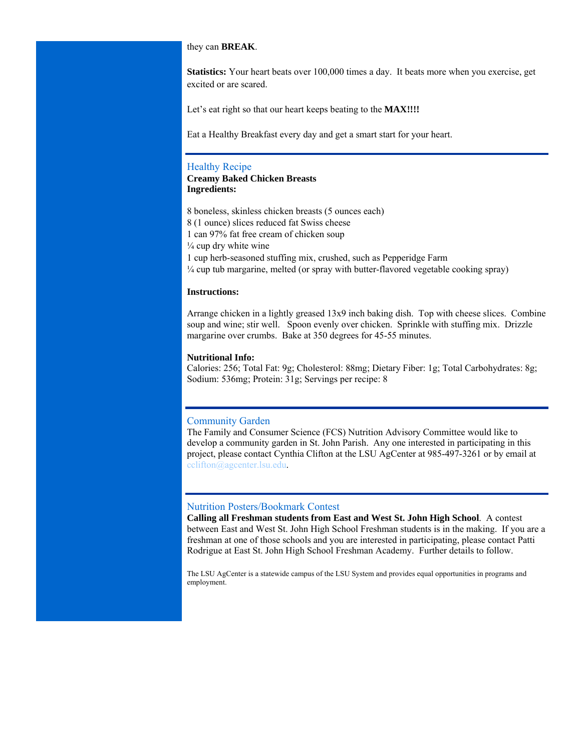they can **BREAK**.

**Statistics:** Your heart beats over 100,000 times a day. It beats more when you exercise, get excited or are scared.

Let's eat right so that our heart keeps beating to the **MAX!!!!**

Eat a Healthy Breakfast every day and get a smart start for your heart.

---

## Healthy Recipe

**Creamy Baked Chicken Breasts**
**Ingredients:**

8 boneless, skinless chicken breasts (5 ounces each)
8 (1 ounce) slices reduced fat Swiss cheese
1 can 97% fat free cream of chicken soup
¼ cup dry white wine
1 cup herb-seasoned stuffing mix, crushed, such as Pepperidge Farm
¼ cup tub margarine, melted (or spray with butter-flavored vegetable cooking spray)

**Instructions:**

Arrange chicken in a lightly greased 13x9 inch baking dish. Top with cheese slices. Combine soup and wine; stir well. Spoon evenly over chicken. Sprinkle with stuffing mix. Drizzle margarine over crumbs. Bake at 350 degrees for 45-55 minutes.

**Nutritional Info:**
Calories: 256; Total Fat: 9g; Cholesterol: 88mg; Dietary Fiber: 1g; Total Carbohydrates: 8g; Sodium: 536mg; Protein: 31g; Servings per recipe: 8

---

## Community Garden

The Family and Consumer Science (FCS) Nutrition Advisory Committee would like to develop a community garden in St. John Parish. Any one interested in participating in this project, please contact Cynthia Clifton at the LSU AgCenter at 985-497-3261 or by email at cclifton@agcenter.lsu.edu.

---

## Nutrition Posters/Bookmark Contest

**Calling all Freshman students from East and West St. John High School**. A contest between East and West St. John High School Freshman students is in the making. If you are a freshman at one of those schools and you are interested in participating, please contact Patti Rodrigue at East St. John High School Freshman Academy. Further details to follow.

The LSU AgCenter is a statewide campus of the LSU System and provides equal opportunities in programs and employment.